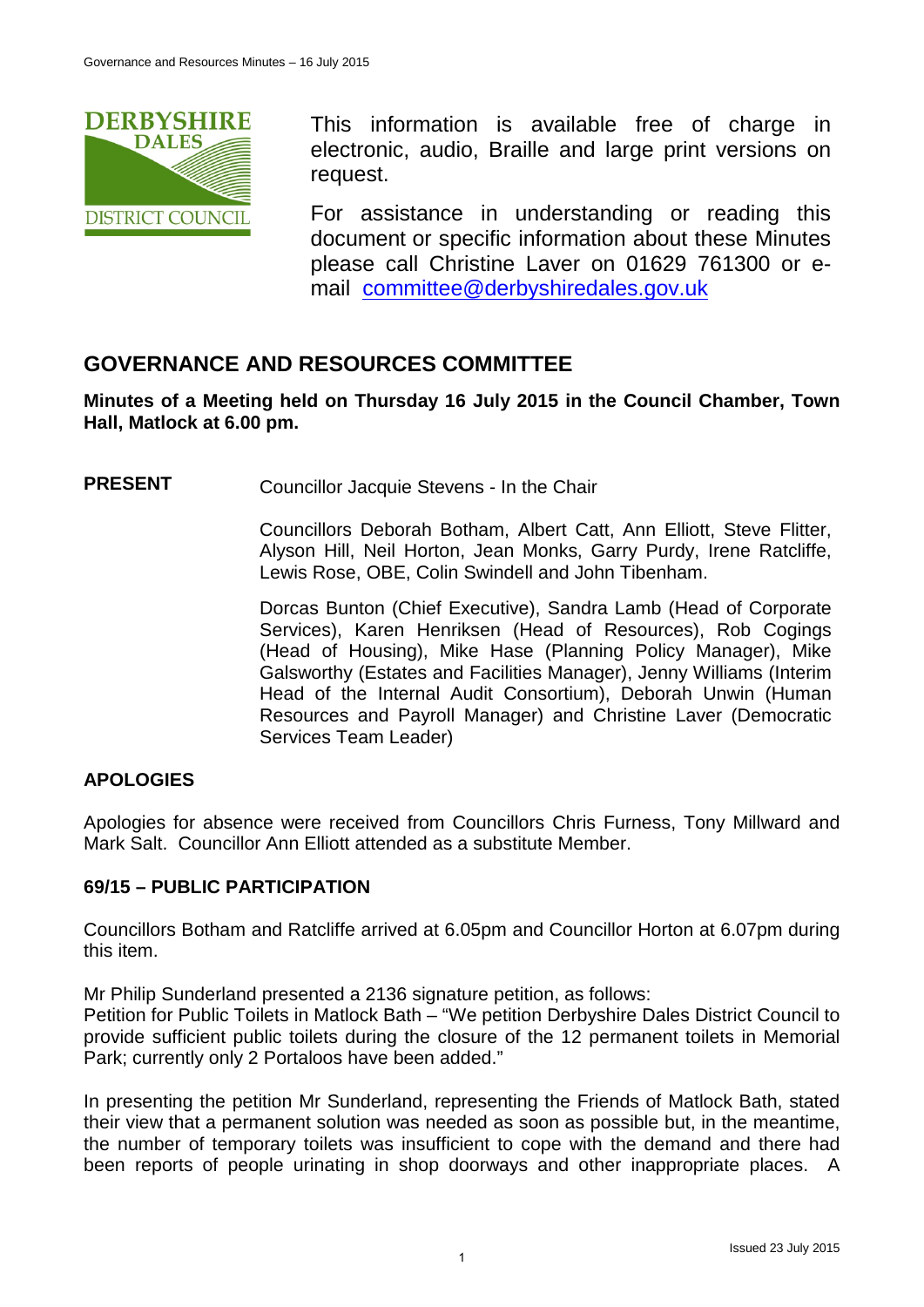This information is available free of charge in electronic, audio, Braille and large print versions on request.

For assistance in understanding or reading this document or specific information about these Minutes please call Christine Laver on 01629 761300 or e-mail committee@derbyshiredales.gov.uk

## GOVERNANCE AND RESOURCES COMMITTEE

**Minutes of a Meeting held on Thursday 16 July 2015 in the Council Chamber, Town Hall, Matlock at 6.00 pm.**

**PRESENT**

Councillor Jacquie Stevens - In the Chair

Councillors Deborah Botham, Albert Catt, Ann Elliott, Steve Flitter, Alyson Hill, Neil Horton, Jean Monks, Garry Purdy, Irene Ratcliffe, Lewis Rose, OBE, Colin Swindell and John Tibenham.

Dorcas Bunton (Chief Executive), Sandra Lamb (Head of Corporate Services), Karen Henriksen (Head of Resources), Rob Cogings (Head of Housing), Mike Hase (Planning Policy Manager), Mike Galsworthy (Estates and Facilities Manager), Jenny Williams (Interim Head of the Internal Audit Consortium), Deborah Unwin (Human Resources and Payroll Manager) and Christine Laver (Democratic Services Team Leader)

### APOLOGIES

Apologies for absence were received from Councillors Chris Furness, Tony Millward and Mark Salt. Councillor Ann Elliott attended as a substitute Member.

### 69/15 – PUBLIC PARTICIPATION

Councillors Botham and Ratcliffe arrived at 6.05pm and Councillor Horton at 6.07pm during this item.

Mr Philip Sunderland presented a 2136 signature petition, as follows:
Petition for Public Toilets in Matlock Bath – "We petition Derbyshire Dales District Council to provide sufficient public toilets during the closure of the 12 permanent toilets in Memorial Park; currently only 2 Portaloos have been added."

In presenting the petition Mr Sunderland, representing the Friends of Matlock Bath, stated their view that a permanent solution was needed as soon as possible but, in the meantime, the number of temporary toilets was insufficient to cope with the demand and there had been reports of people urinating in shop doorways and other inappropriate places. A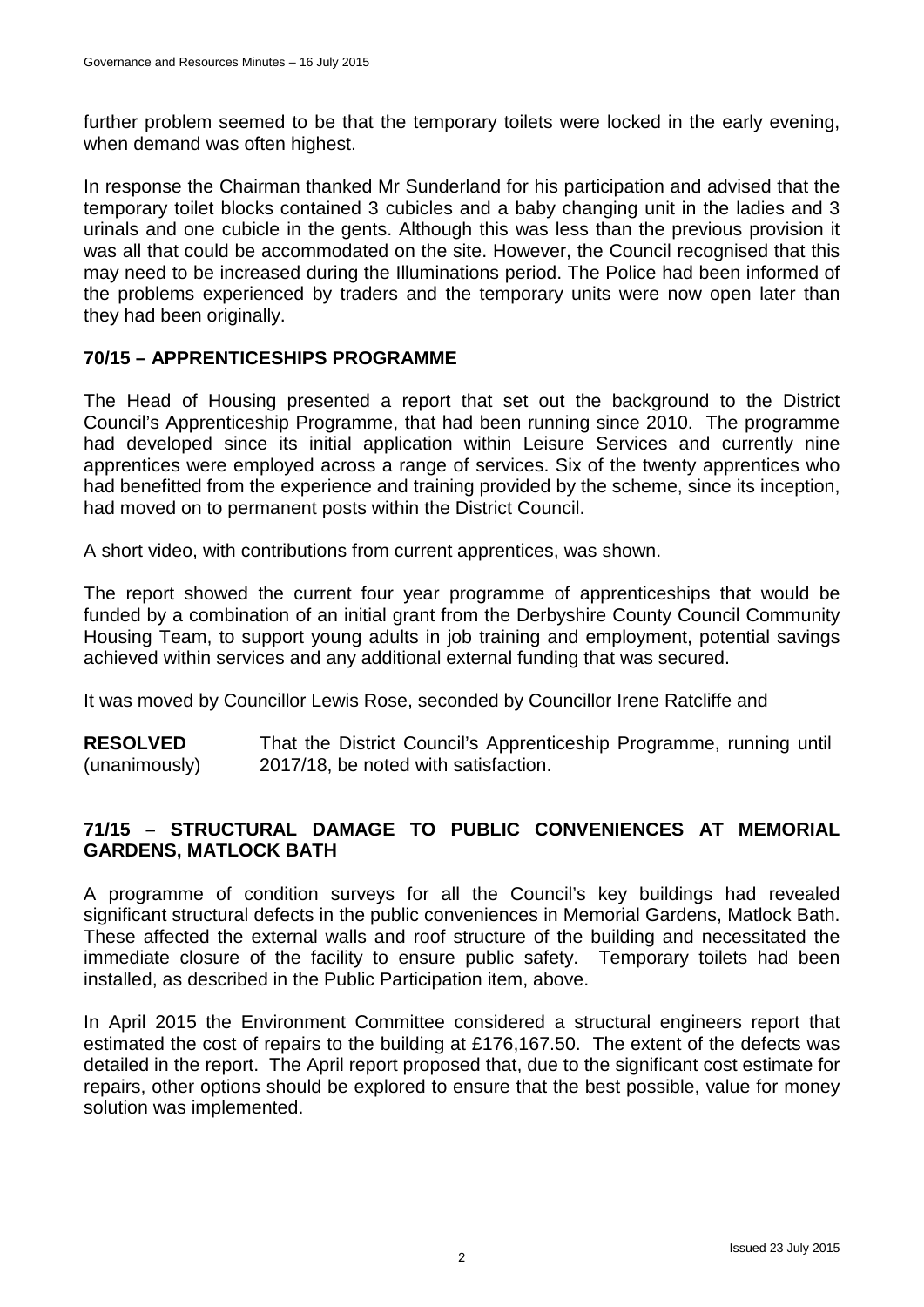further problem seemed to be that the temporary toilets were locked in the early evening, when demand was often highest.

In response the Chairman thanked Mr Sunderland for his participation and advised that the temporary toilet blocks contained 3 cubicles and a baby changing unit in the ladies and 3 urinals and one cubicle in the gents. Although this was less than the previous provision it was all that could be accommodated on the site. However, the Council recognised that this may need to be increased during the Illuminations period. The Police had been informed of the problems experienced by traders and the temporary units were now open later than they had been originally.

## 70/15 – APPRENTICESHIPS PROGRAMME

The Head of Housing presented a report that set out the background to the District Council's Apprenticeship Programme, that had been running since 2010. The programme had developed since its initial application within Leisure Services and currently nine apprentices were employed across a range of services. Six of the twenty apprentices who had benefitted from the experience and training provided by the scheme, since its inception, had moved on to permanent posts within the District Council.

A short video, with contributions from current apprentices, was shown.

The report showed the current four year programme of apprenticeships that would be funded by a combination of an initial grant from the Derbyshire County Council Community Housing Team, to support young adults in job training and employment, potential savings achieved within services and any additional external funding that was secured.

It was moved by Councillor Lewis Rose, seconded by Councillor Irene Ratcliffe and

**RESOLVED** (unanimously) That the District Council's Apprenticeship Programme, running until 2017/18, be noted with satisfaction.

## 71/15 – STRUCTURAL DAMAGE TO PUBLIC CONVENIENCES AT MEMORIAL GARDENS, MATLOCK BATH

A programme of condition surveys for all the Council's key buildings had revealed significant structural defects in the public conveniences in Memorial Gardens, Matlock Bath. These affected the external walls and roof structure of the building and necessitated the immediate closure of the facility to ensure public safety. Temporary toilets had been installed, as described in the Public Participation item, above.

In April 2015 the Environment Committee considered a structural engineers report that estimated the cost of repairs to the building at £176,167.50. The extent of the defects was detailed in the report. The April report proposed that, due to the significant cost estimate for repairs, other options should be explored to ensure that the best possible, value for money solution was implemented.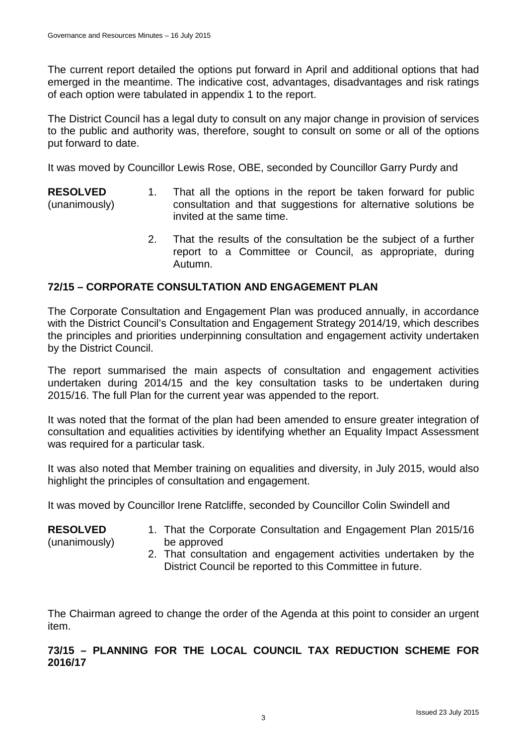The current report detailed the options put forward in April and additional options that had emerged in the meantime. The indicative cost, advantages, disadvantages and risk ratings of each option were tabulated in appendix 1 to the report.

The District Council has a legal duty to consult on any major change in provision of services to the public and authority was, therefore, sought to consult on some or all of the options put forward to date.

It was moved by Councillor Lewis Rose, OBE, seconded by Councillor Garry Purdy and

**RESOLVED** (unanimously)

1. That all the options in the report be taken forward for public consultation and that suggestions for alternative solutions be invited at the same time.
2. That the results of the consultation be the subject of a further report to a Committee or Council, as appropriate, during Autumn.

## 72/15 – CORPORATE CONSULTATION AND ENGAGEMENT PLAN

The Corporate Consultation and Engagement Plan was produced annually, in accordance with the District Council's Consultation and Engagement Strategy 2014/19, which describes the principles and priorities underpinning consultation and engagement activity undertaken by the District Council.

The report summarised the main aspects of consultation and engagement activities undertaken during 2014/15 and the key consultation tasks to be undertaken during 2015/16. The full Plan for the current year was appended to the report.

It was noted that the format of the plan had been amended to ensure greater integration of consultation and equalities activities by identifying whether an Equality Impact Assessment was required for a particular task.

It was also noted that Member training on equalities and diversity, in July 2015, would also highlight the principles of consultation and engagement.

It was moved by Councillor Irene Ratcliffe, seconded by Councillor Colin Swindell and

**RESOLVED** (unanimously)

1. That the Corporate Consultation and Engagement Plan 2015/16 be approved
2. That consultation and engagement activities undertaken by the District Council be reported to this Committee in future.

The Chairman agreed to change the order of the Agenda at this point to consider an urgent item.

## 73/15 – PLANNING FOR THE LOCAL COUNCIL TAX REDUCTION SCHEME FOR 2016/17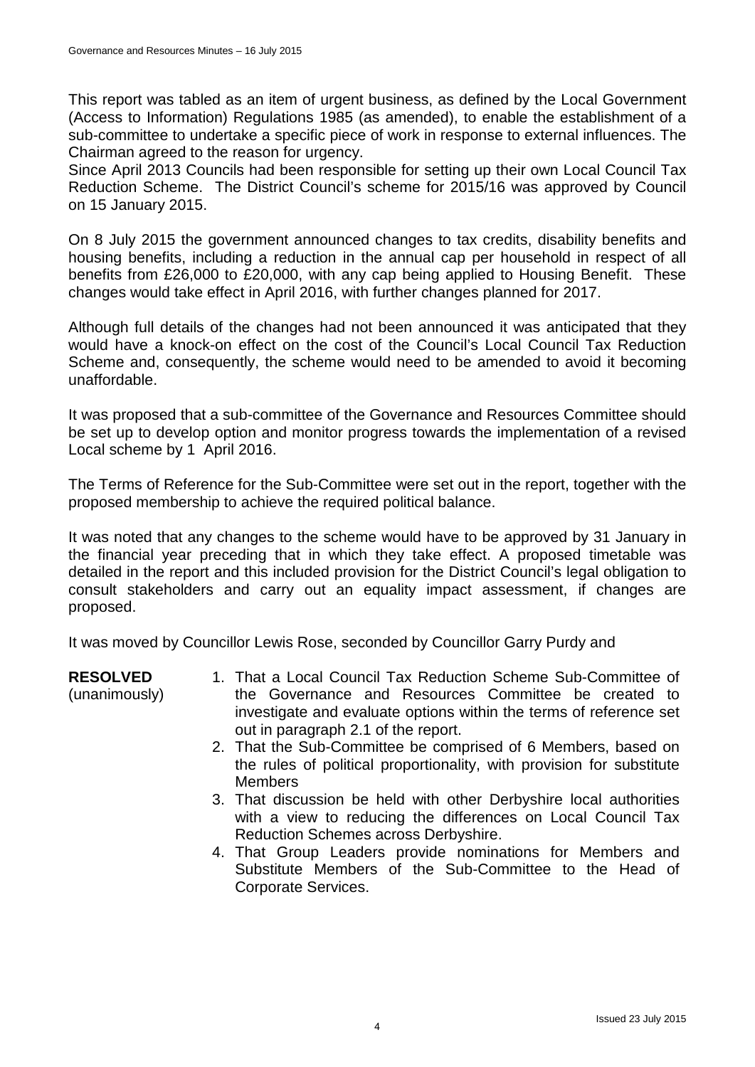This report was tabled as an item of urgent business, as defined by the Local Government (Access to Information) Regulations 1985 (as amended), to enable the establishment of a sub-committee to undertake a specific piece of work in response to external influences. The Chairman agreed to the reason for urgency.

Since April 2013 Councils had been responsible for setting up their own Local Council Tax Reduction Scheme. The District Council's scheme for 2015/16 was approved by Council on 15 January 2015.

On 8 July 2015 the government announced changes to tax credits, disability benefits and housing benefits, including a reduction in the annual cap per household in respect of all benefits from £26,000 to £20,000, with any cap being applied to Housing Benefit. These changes would take effect in April 2016, with further changes planned for 2017.

Although full details of the changes had not been announced it was anticipated that they would have a knock-on effect on the cost of the Council's Local Council Tax Reduction Scheme and, consequently, the scheme would need to be amended to avoid it becoming unaffordable.

It was proposed that a sub-committee of the Governance and Resources Committee should be set up to develop option and monitor progress towards the implementation of a revised Local scheme by 1 April 2016.

The Terms of Reference for the Sub-Committee were set out in the report, together with the proposed membership to achieve the required political balance.

It was noted that any changes to the scheme would have to be approved by 31 January in the financial year preceding that in which they take effect. A proposed timetable was detailed in the report and this included provision for the District Council's legal obligation to consult stakeholders and carry out an equality impact assessment, if changes are proposed.

It was moved by Councillor Lewis Rose, seconded by Councillor Garry Purdy and

**RESOLVED** (unanimously)

1. That a Local Council Tax Reduction Scheme Sub-Committee of the Governance and Resources Committee be created to investigate and evaluate options within the terms of reference set out in paragraph 2.1 of the report.
2. That the Sub-Committee be comprised of 6 Members, based on the rules of political proportionality, with provision for substitute Members
3. That discussion be held with other Derbyshire local authorities with a view to reducing the differences on Local Council Tax Reduction Schemes across Derbyshire.
4. That Group Leaders provide nominations for Members and Substitute Members of the Sub-Committee to the Head of Corporate Services.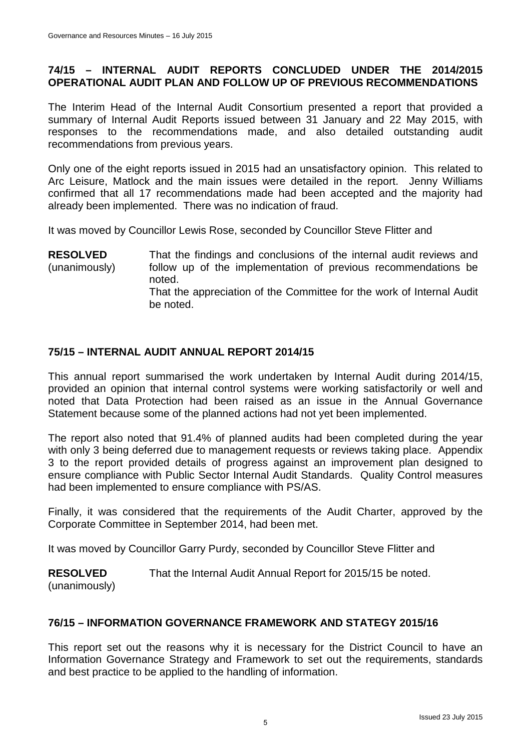## 74/15 – INTERNAL AUDIT REPORTS CONCLUDED UNDER THE 2014/2015 OPERATIONAL AUDIT PLAN AND FOLLOW UP OF PREVIOUS RECOMMENDATIONS

The Interim Head of the Internal Audit Consortium presented a report that provided a summary of Internal Audit Reports issued between 31 January and 22 May 2015, with responses to the recommendations made, and also detailed outstanding audit recommendations from previous years.

Only one of the eight reports issued in 2015 had an unsatisfactory opinion. This related to Arc Leisure, Matlock and the main issues were detailed in the report. Jenny Williams confirmed that all 17 recommendations made had been accepted and the majority had already been implemented. There was no indication of fraud.

It was moved by Councillor Lewis Rose, seconded by Councillor Steve Flitter and

**RESOLVED** (unanimously) That the findings and conclusions of the internal audit reviews and follow up of the implementation of previous recommendations be noted.

That the appreciation of the Committee for the work of Internal Audit be noted.

## 75/15 – INTERNAL AUDIT ANNUAL REPORT 2014/15

This annual report summarised the work undertaken by Internal Audit during 2014/15, provided an opinion that internal control systems were working satisfactorily or well and noted that Data Protection had been raised as an issue in the Annual Governance Statement because some of the planned actions had not yet been implemented.

The report also noted that 91.4% of planned audits had been completed during the year with only 3 being deferred due to management requests or reviews taking place. Appendix 3 to the report provided details of progress against an improvement plan designed to ensure compliance with Public Sector Internal Audit Standards. Quality Control measures had been implemented to ensure compliance with PS/AS.

Finally, it was considered that the requirements of the Audit Charter, approved by the Corporate Committee in September 2014, had been met.

It was moved by Councillor Garry Purdy, seconded by Councillor Steve Flitter and

**RESOLVED** (unanimously) That the Internal Audit Annual Report for 2015/15 be noted.

## 76/15 – INFORMATION GOVERNANCE FRAMEWORK AND STATEGY 2015/16

This report set out the reasons why it is necessary for the District Council to have an Information Governance Strategy and Framework to set out the requirements, standards and best practice to be applied to the handling of information.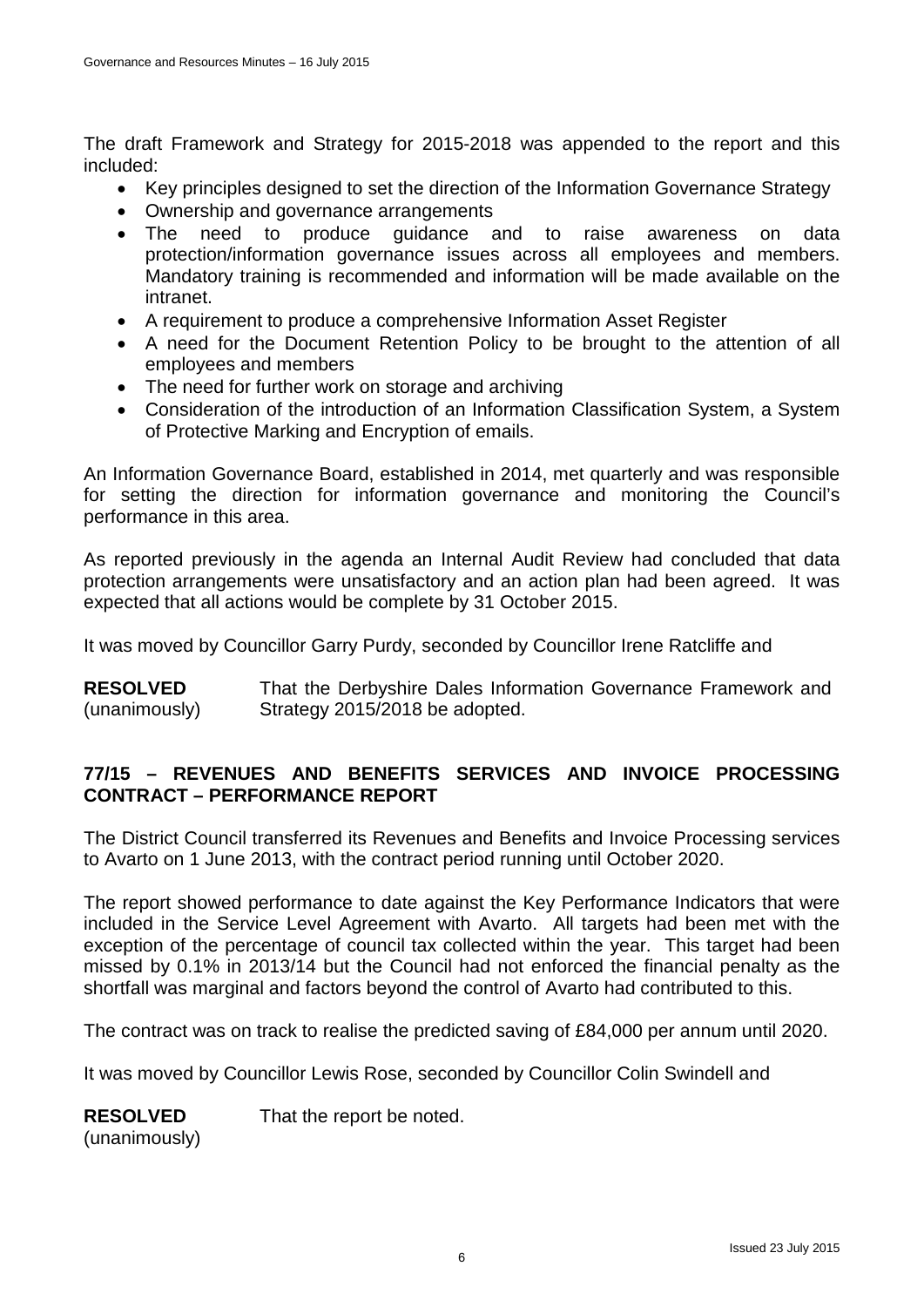The draft Framework and Strategy for 2015-2018 was appended to the report and this included:

- Key principles designed to set the direction of the Information Governance Strategy
- Ownership and governance arrangements
- The need to produce guidance and to raise awareness on data protection/information governance issues across all employees and members. Mandatory training is recommended and information will be made available on the intranet.
- A requirement to produce a comprehensive Information Asset Register
- A need for the Document Retention Policy to be brought to the attention of all employees and members
- The need for further work on storage and archiving
- Consideration of the introduction of an Information Classification System, a System of Protective Marking and Encryption of emails.

An Information Governance Board, established in 2014, met quarterly and was responsible for setting the direction for information governance and monitoring the Council's performance in this area.

As reported previously in the agenda an Internal Audit Review had concluded that data protection arrangements were unsatisfactory and an action plan had been agreed. It was expected that all actions would be complete by 31 October 2015.

It was moved by Councillor Garry Purdy, seconded by Councillor Irene Ratcliffe and

**RESOLVED** (unanimously) That the Derbyshire Dales Information Governance Framework and Strategy 2015/2018 be adopted.

## 77/15 – REVENUES AND BENEFITS SERVICES AND INVOICE PROCESSING CONTRACT – PERFORMANCE REPORT

The District Council transferred its Revenues and Benefits and Invoice Processing services to Avarto on 1 June 2013, with the contract period running until October 2020.

The report showed performance to date against the Key Performance Indicators that were included in the Service Level Agreement with Avarto. All targets had been met with the exception of the percentage of council tax collected within the year. This target had been missed by 0.1% in 2013/14 but the Council had not enforced the financial penalty as the shortfall was marginal and factors beyond the control of Avarto had contributed to this.

The contract was on track to realise the predicted saving of £84,000 per annum until 2020.

It was moved by Councillor Lewis Rose, seconded by Councillor Colin Swindell and

**RESOLVED** (unanimously) That the report be noted.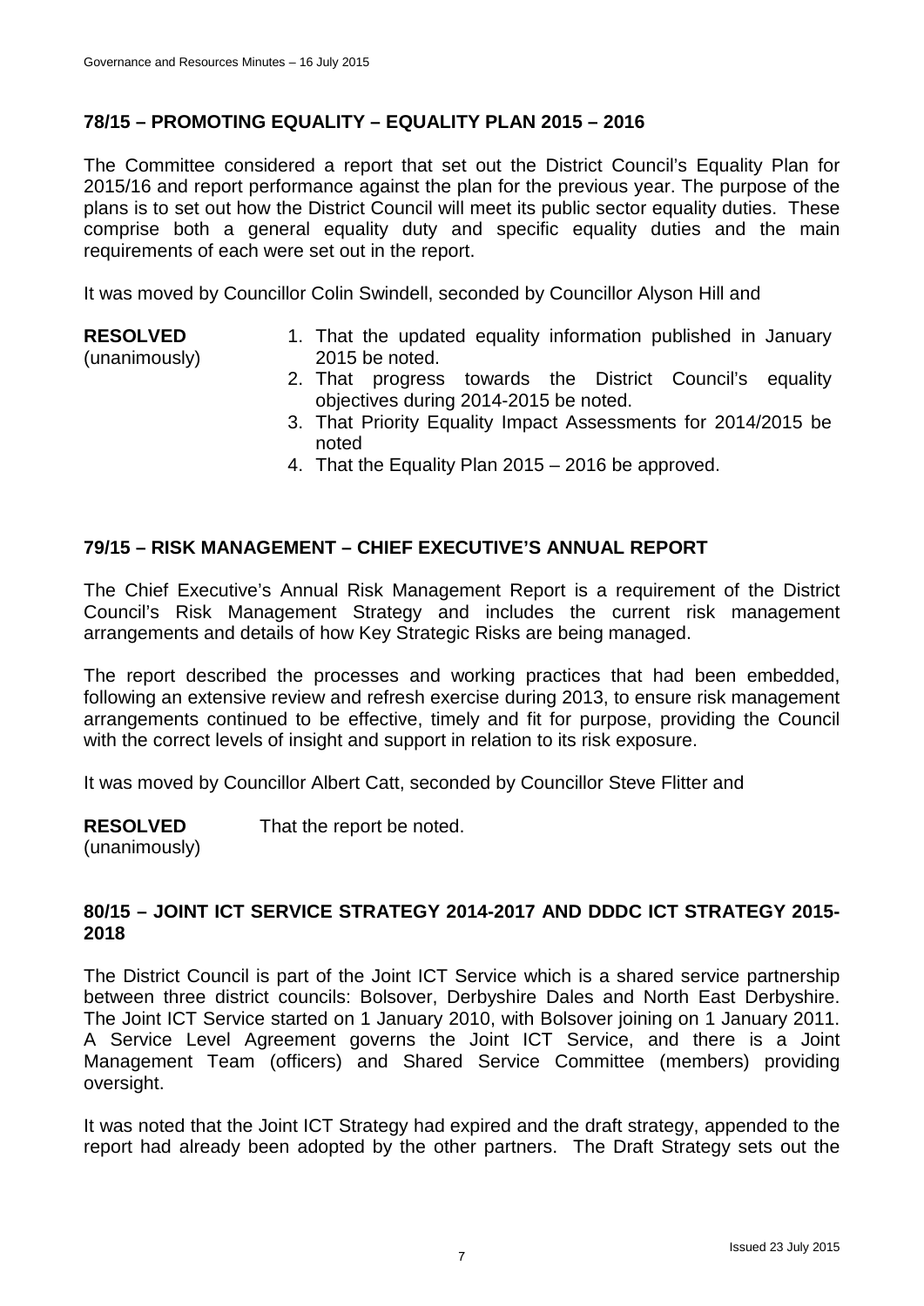### 78/15 – PROMOTING EQUALITY – EQUALITY PLAN 2015 – 2016

The Committee considered a report that set out the District Council's Equality Plan for 2015/16 and report performance against the plan for the previous year. The purpose of the plans is to set out how the District Council will meet its public sector equality duties. These comprise both a general equality duty and specific equality duties and the main requirements of each were set out in the report.

It was moved by Councillor Colin Swindell, seconded by Councillor Alyson Hill and

**RESOLVED** (unanimously)

1. That the updated equality information published in January 2015 be noted.
2. That progress towards the District Council's equality objectives during 2014-2015 be noted.
3. That Priority Equality Impact Assessments for 2014/2015 be noted
4. That the Equality Plan 2015 – 2016 be approved.

### 79/15 – RISK MANAGEMENT – CHIEF EXECUTIVE'S ANNUAL REPORT

The Chief Executive's Annual Risk Management Report is a requirement of the District Council's Risk Management Strategy and includes the current risk management arrangements and details of how Key Strategic Risks are being managed.

The report described the processes and working practices that had been embedded, following an extensive review and refresh exercise during 2013, to ensure risk management arrangements continued to be effective, timely and fit for purpose, providing the Council with the correct levels of insight and support in relation to its risk exposure.

It was moved by Councillor Albert Catt, seconded by Councillor Steve Flitter and

**RESOLVED** (unanimously) That the report be noted.

### 80/15 – JOINT ICT SERVICE STRATEGY 2014-2017 AND DDDC ICT STRATEGY 2015-2018

The District Council is part of the Joint ICT Service which is a shared service partnership between three district councils: Bolsover, Derbyshire Dales and North East Derbyshire. The Joint ICT Service started on 1 January 2010, with Bolsover joining on 1 January 2011. A Service Level Agreement governs the Joint ICT Service, and there is a Joint Management Team (officers) and Shared Service Committee (members) providing oversight.

It was noted that the Joint ICT Strategy had expired and the draft strategy, appended to the report had already been adopted by the other partners. The Draft Strategy sets out the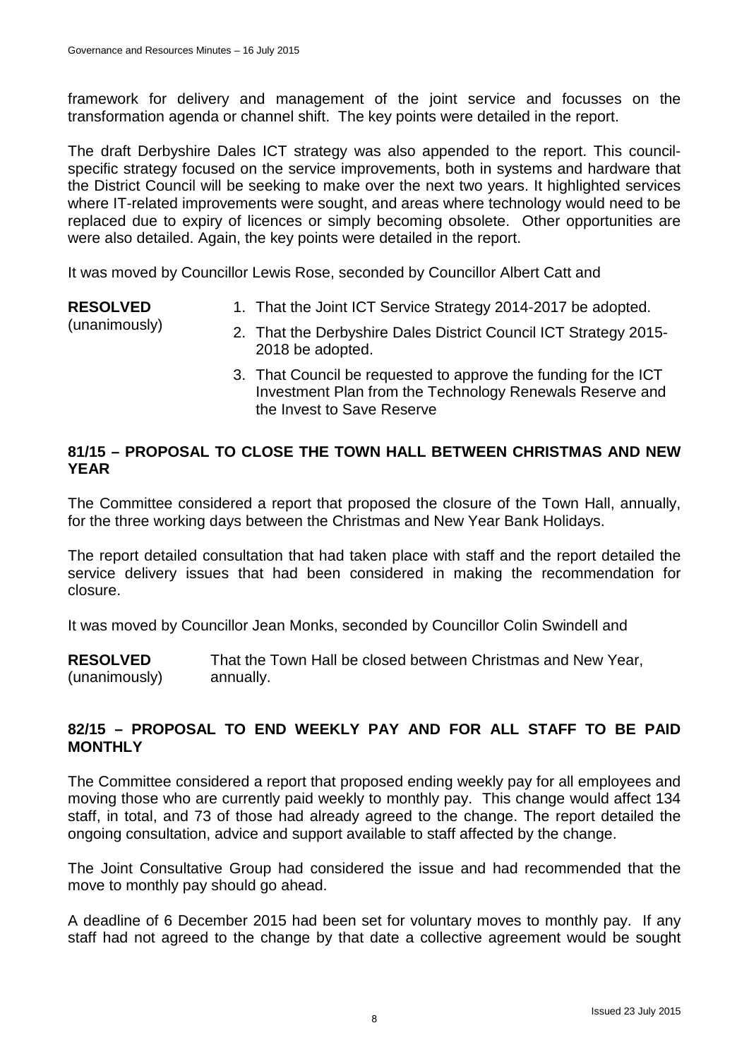framework for delivery and management of the joint service and focusses on the transformation agenda or channel shift. The key points were detailed in the report.

The draft Derbyshire Dales ICT strategy was also appended to the report. This council-specific strategy focused on the service improvements, both in systems and hardware that the District Council will be seeking to make over the next two years. It highlighted services where IT-related improvements were sought, and areas where technology would need to be replaced due to expiry of licences or simply becoming obsolete. Other opportunities are were also detailed. Again, the key points were detailed in the report.

It was moved by Councillor Lewis Rose, seconded by Councillor Albert Catt and

**RESOLVED** (unanimously)

1. That the Joint ICT Service Strategy 2014-2017 be adopted.
2. That the Derbyshire Dales District Council ICT Strategy 2015-2018 be adopted.
3. That Council be requested to approve the funding for the ICT Investment Plan from the Technology Renewals Reserve and the Invest to Save Reserve

## 81/15 – PROPOSAL TO CLOSE THE TOWN HALL BETWEEN CHRISTMAS AND NEW YEAR

The Committee considered a report that proposed the closure of the Town Hall, annually, for the three working days between the Christmas and New Year Bank Holidays.

The report detailed consultation that had taken place with staff and the report detailed the service delivery issues that had been considered in making the recommendation for closure.

It was moved by Councillor Jean Monks, seconded by Councillor Colin Swindell and

**RESOLVED** (unanimously) That the Town Hall be closed between Christmas and New Year, annually.

## 82/15 – PROPOSAL TO END WEEKLY PAY AND FOR ALL STAFF TO BE PAID MONTHLY

The Committee considered a report that proposed ending weekly pay for all employees and moving those who are currently paid weekly to monthly pay. This change would affect 134 staff, in total, and 73 of those had already agreed to the change. The report detailed the ongoing consultation, advice and support available to staff affected by the change.

The Joint Consultative Group had considered the issue and had recommended that the move to monthly pay should go ahead.

A deadline of 6 December 2015 had been set for voluntary moves to monthly pay. If any staff had not agreed to the change by that date a collective agreement would be sought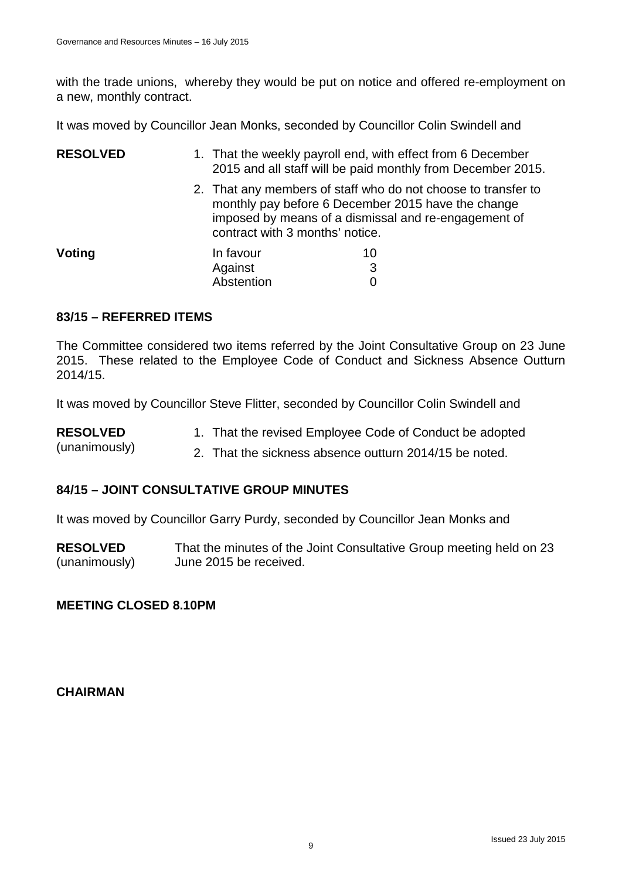with the trade unions, whereby they would be put on notice and offered re-employment on a new, monthly contract.

It was moved by Councillor Jean Monks, seconded by Councillor Colin Swindell and

**RESOLVED**

1. That the weekly payroll end, with effect from 6 December 2015 and all staff will be paid monthly from December 2015.
2. That any members of staff who do not choose to transfer to monthly pay before 6 December 2015 have the change imposed by means of a dismissal and re-engagement of contract with 3 months' notice.

**Voting**

| | |
|---|---|
| In favour | 10 |
| Against | 3 |
| Abstention | 0 |

## 83/15 – REFERRED ITEMS

The Committee considered two items referred by the Joint Consultative Group on 23 June 2015. These related to the Employee Code of Conduct and Sickness Absence Outturn 2014/15.

It was moved by Councillor Steve Flitter, seconded by Councillor Colin Swindell and

**RESOLVED** (unanimously)

1. That the revised Employee Code of Conduct be adopted
2. That the sickness absence outturn 2014/15 be noted.

## 84/15 – JOINT CONSULTATIVE GROUP MINUTES

It was moved by Councillor Garry Purdy, seconded by Councillor Jean Monks and

**RESOLVED** (unanimously) That the minutes of the Joint Consultative Group meeting held on 23 June 2015 be received.

**MEETING CLOSED 8.10PM**

**CHAIRMAN**

Issued 23 July 2015